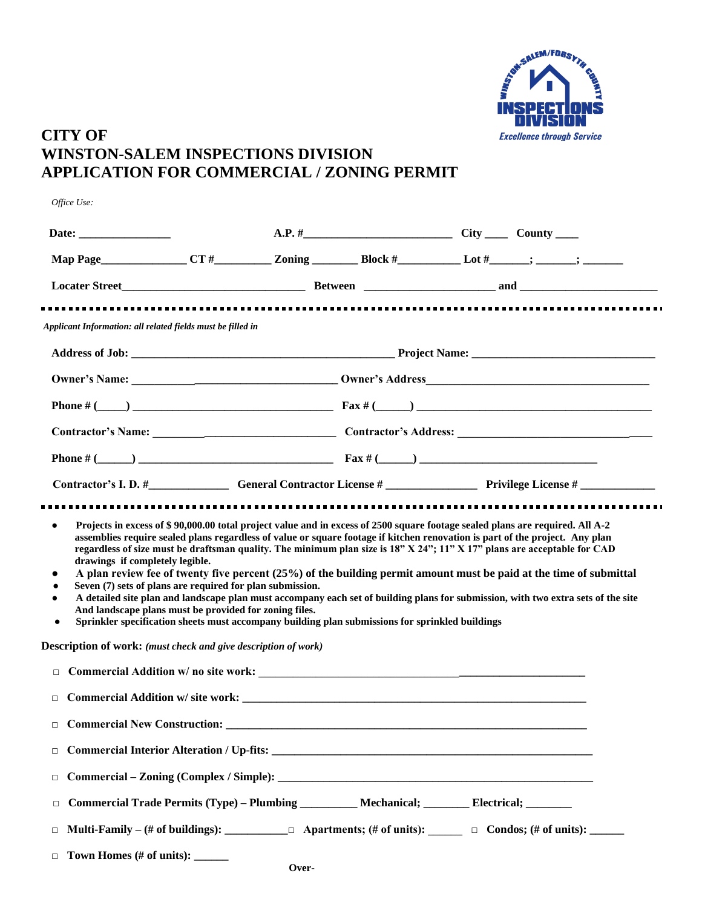# CITY OF
# WINSTON-SALEM INSPECTIONS DIVISION
# APPLICATION FOR COMMERCIAL / ZONING PERMIT

*Office Use:*

**Date:** _______________ **A.P. #**________________________ **City** ____ **County** ____

**Map Page**______________ **CT #**_________ **Zoning** ________ **Block #**__________ **Lot #**______; ______; ______

**Locater Street**______________________________ **Between** _____________________ **and** _______________________

---

*Applicant Information: all related fields must be filled in*

**Address of Job:** ___________________________________________ **Project Name:** ______________________________

**Owner's Name:** _________________________________ **Owner's Address**_____________________________________

**Phone # (_____)** _________________________________ **Fax # (_____)** ______________________________________

**Contractor's Name:** ______________________________ **Contractor's Address:** ______________________________

**Phone # (_____)** _________________________________ **Fax # (_____)** ____________________________

**Contractor's I. D. #**_____________ **General Contractor License #** _______________ **Privilege License #** ____________

---

- **Projects in excess of $ 90,000.00 total project value and in excess of 2500 square footage sealed plans are required. All A-2 assemblies require sealed plans regardless of value or square footage if kitchen renovation is part of the project. Any plan regardless of size must be draftsman quality. The minimum plan size is 18" X 24"; 11" X 17" plans are acceptable for CAD drawings if completely legible.**
- **A plan review fee of twenty five percent (25%) of the building permit amount must be paid at the time of submittal**
- **Seven (7) sets of plans are required for plan submission.**
- **A detailed site plan and landscape plan must accompany each set of building plans for submission, with two extra sets of the site And landscape plans must be provided for zoning files.**
- **Sprinkler specification sheets must accompany building plan submissions for sprinkled buildings**

**Description of work:** ***(must check and give description of work)***

□ **Commercial Addition w/ no site work:** _______________________________________________________

□ **Commercial Addition w/ site work:** __________________________________________________________

□ **Commercial New Construction:** _____________________________________________________________

□ **Commercial Interior Alteration / Up-fits:** _____________________________________________________

□ **Commercial – Zoning (Complex / Simple):** _____________________________________________________

□ **Commercial Trade Permits (Type) – Plumbing** _________ **Mechanical;** _______ **Electrical;** _______

□ **Multi-Family – (# of buildings):** __________ □ **Apartments; (# of units):** _____ □ **Condos; (# of units):** _____

□ **Town Homes (# of units):** _____

**Over-**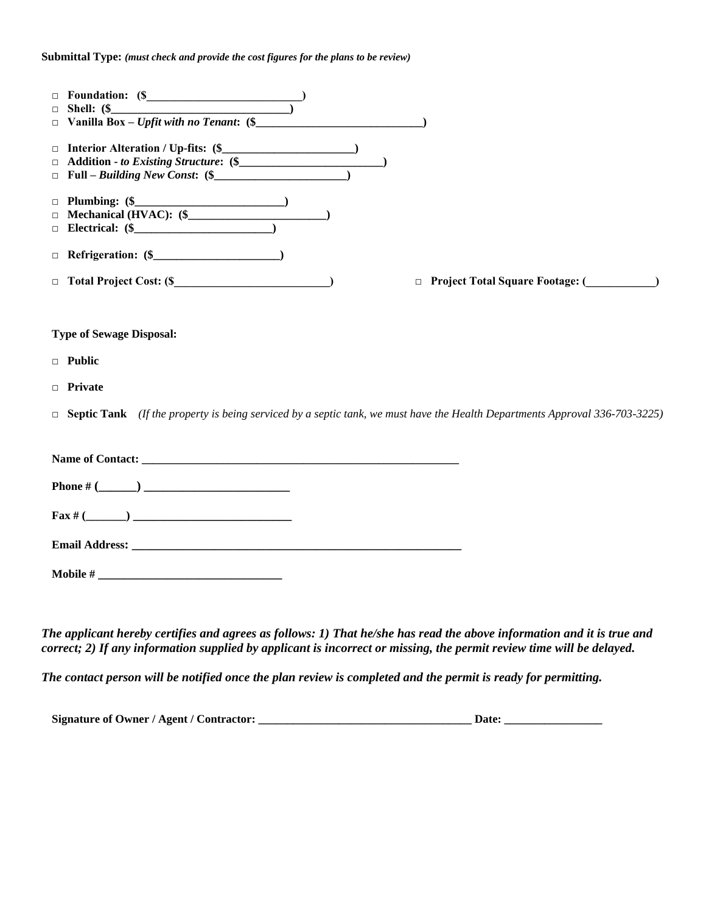**Submittal Type:** ***(must check and provide the cost figures for the plans to be review)***

- □ **Foundation: ($__________________________)**
- □ **Shell: ($________________________________)**
- □ **Vanilla Box – *Upfit with no Tenant*: ($_____________________________)**

- □ **Interior Alteration / Up-fits: ($________________________)**
- □ **Addition - *to Existing Structure*: ($_________________________)**
- □ **Full – *Building New Const*: ($________________________)**

- □ **Plumbing: ($__________________________)**
- □ **Mechanical (HVAC): ($________________________)**
- □ **Electrical: ($________________________)**

- □ **Refrigeration: ($______________________)**

- □ **Total Project Cost: ($____________________________)**
- □ **Project Total Square Footage: (____________)**

**Type of Sewage Disposal:**

- □ **Public**
- □ **Private**
- □ **Septic Tank** *(If the property is being serviced by a septic tank, we must have the Health Departments Approval 336-703-3225)*

**Name of Contact: ___________________________________________________________**

**Phone # (_______) __________________________**

**Fax # (_______) ___________________________**

**Email Address: ______________________________________________________________**

**Mobile # ________________________________**

***The applicant hereby certifies and agrees as follows: 1) That he/she has read the above information and it is true and correct; 2) If any information supplied by applicant is incorrect or missing, the permit review time will be delayed.***

***The contact person will be notified once the plan review is completed and the permit is ready for permitting.***

**Signature of Owner / Agent / Contractor: _____________________________________ Date: _________________**